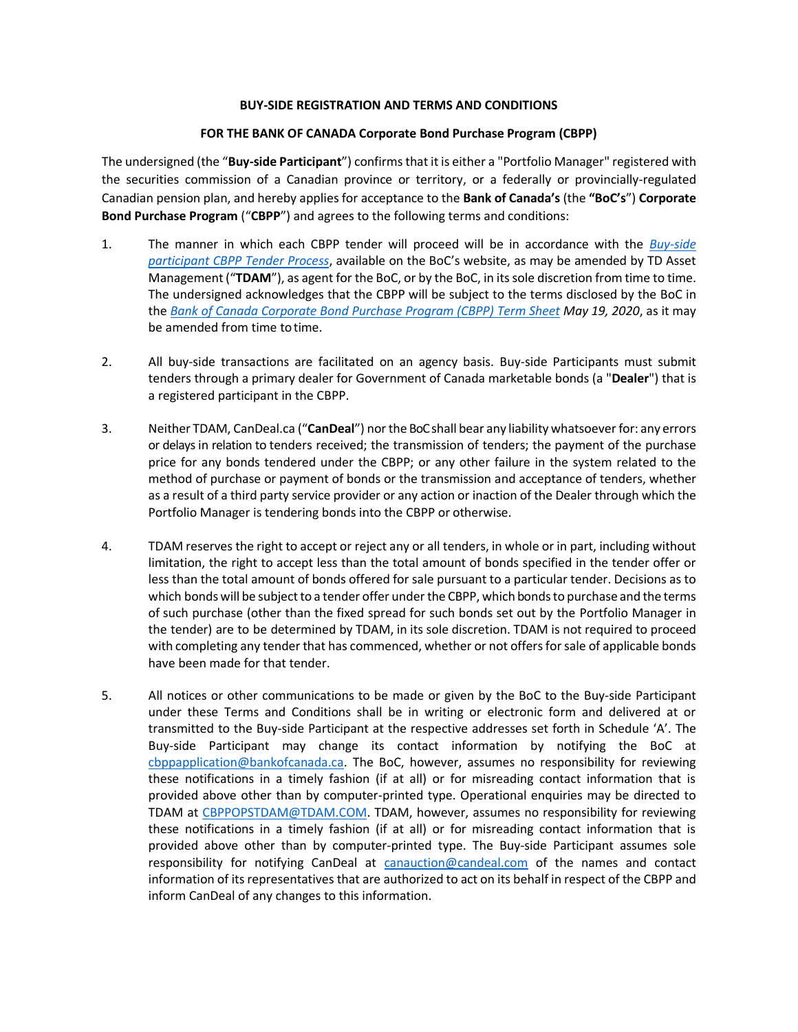**BUY-SIDE REGISTRATION AND TERMS AND CONDITIONS**

**FOR THE BANK OF CANADA Corporate Bond Purchase Program (CBPP)**

The undersigned (the "**Buy-side Participant**") confirms that it is either a "Portfolio Manager" registered with the securities commission of a Canadian province or territory, or a federally or provincially-regulated Canadian pension plan, and hereby applies for acceptance to the **Bank of Canada's** (the **"BoC's"**) **Corporate Bond Purchase Program** ("**CBPP**") and agrees to the following terms and conditions:

1. The manner in which each CBPP tender will proceed will be in accordance with the *Buy-side participant CBPP Tender Process*, available on the BoC's website, as may be amended by TD Asset Management ("**TDAM**"), as agent for the BoC, or by the BoC, in its sole discretion from time to time. The undersigned acknowledges that the CBPP will be subject to the terms disclosed by the BoC in the *Bank of Canada Corporate Bond Purchase Program (CBPP) Term Sheet May 19, 2020*, as it may be amended from time to time.

2. All buy-side transactions are facilitated on an agency basis. Buy-side Participants must submit tenders through a primary dealer for Government of Canada marketable bonds (a "**Dealer**") that is a registered participant in the CBPP.

3. Neither TDAM, CanDeal.ca ("**CanDeal**") nor the BoC shall bear any liability whatsoever for: any errors or delays in relation to tenders received; the transmission of tenders; the payment of the purchase price for any bonds tendered under the CBPP; or any other failure in the system related to the method of purchase or payment of bonds or the transmission and acceptance of tenders, whether as a result of a third party service provider or any action or inaction of the Dealer through which the Portfolio Manager is tendering bonds into the CBPP or otherwise.

4. TDAM reserves the right to accept or reject any or all tenders, in whole or in part, including without limitation, the right to accept less than the total amount of bonds specified in the tender offer or less than the total amount of bonds offered for sale pursuant to a particular tender. Decisions as to which bonds will be subject to a tender offer under the CBPP, which bonds to purchase and the terms of such purchase (other than the fixed spread for such bonds set out by the Portfolio Manager in the tender) are to be determined by TDAM, in its sole discretion. TDAM is not required to proceed with completing any tender that has commenced, whether or not offers for sale of applicable bonds have been made for that tender.

5. All notices or other communications to be made or given by the BoC to the Buy-side Participant under these Terms and Conditions shall be in writing or electronic form and delivered at or transmitted to the Buy-side Participant at the respective addresses set forth in Schedule 'A'. The Buy-side Participant may change its contact information by notifying the BoC at cbppapplication@bankofcanada.ca. The BoC, however, assumes no responsibility for reviewing these notifications in a timely fashion (if at all) or for misreading contact information that is provided above other than by computer-printed type. Operational enquiries may be directed to TDAM at CBPPOPSTDAM@TDAM.COM. TDAM, however, assumes no responsibility for reviewing these notifications in a timely fashion (if at all) or for misreading contact information that is provided above other than by computer-printed type. The Buy-side Participant assumes sole responsibility for notifying CanDeal at canauction@candeal.com of the names and contact information of its representatives that are authorized to act on its behalf in respect of the CBPP and inform CanDeal of any changes to this information.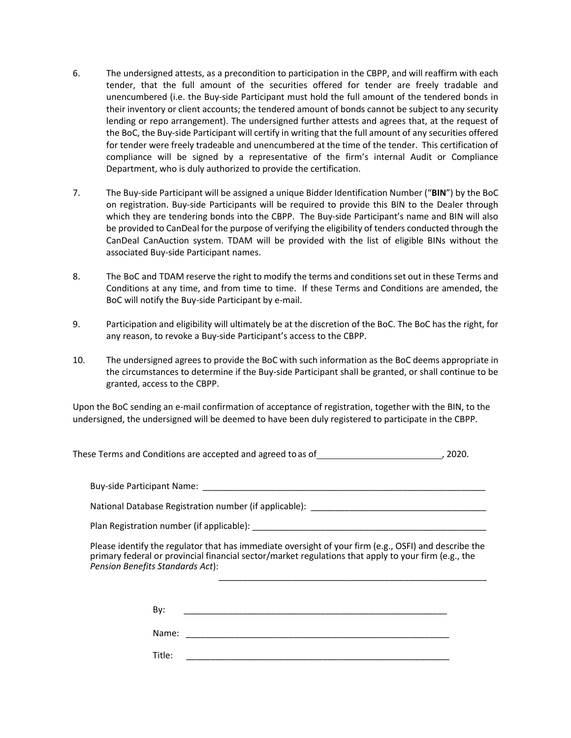6. The undersigned attests, as a precondition to participation in the CBPP, and will reaffirm with each tender, that the full amount of the securities offered for tender are freely tradable and unencumbered (i.e. the Buy-side Participant must hold the full amount of the tendered bonds in their inventory or client accounts; the tendered amount of bonds cannot be subject to any security lending or repo arrangement). The undersigned further attests and agrees that, at the request of the BoC, the Buy-side Participant will certify in writing that the full amount of any securities offered for tender were freely tradeable and unencumbered at the time of the tender. This certification of compliance will be signed by a representative of the firm's internal Audit or Compliance Department, who is duly authorized to provide the certification.

7. The Buy-side Participant will be assigned a unique Bidder Identification Number ("**BIN**") by the BoC on registration. Buy-side Participants will be required to provide this BIN to the Dealer through which they are tendering bonds into the CBPP. The Buy-side Participant's name and BIN will also be provided to CanDeal for the purpose of verifying the eligibility of tenders conducted through the CanDeal CanAuction system. TDAM will be provided with the list of eligible BINs without the associated Buy-side Participant names.

8. The BoC and TDAM reserve the right to modify the terms and conditions set out in these Terms and Conditions at any time, and from time to time. If these Terms and Conditions are amended, the BoC will notify the Buy-side Participant by e-mail.

9. Participation and eligibility will ultimately be at the discretion of the BoC. The BoC has the right, for any reason, to revoke a Buy-side Participant's access to the CBPP.

10. The undersigned agrees to provide the BoC with such information as the BoC deems appropriate in the circumstances to determine if the Buy-side Participant shall be granted, or shall continue to be granted, access to the CBPP.

Upon the BoC sending an e-mail confirmation of acceptance of registration, together with the BIN, to the undersigned, the undersigned will be deemed to have been duly registered to participate in the CBPP.

These Terms and Conditions are accepted and agreed to as of __________________________, 2020.

Buy-side Participant Name: ______________________________________________________________

National Database Registration number (if applicable): ____________________________________

Plan Registration number (if applicable): _________________________________________________

Please identify the regulator that has immediate oversight of your firm (e.g., OSFI) and describe the primary federal or provincial financial sector/market regulations that apply to your firm (e.g., the *Pension Benefits Standards Act*):

__________________________________________________________

By: ________________________________________________________

Name: ________________________________________________________

Title: ________________________________________________________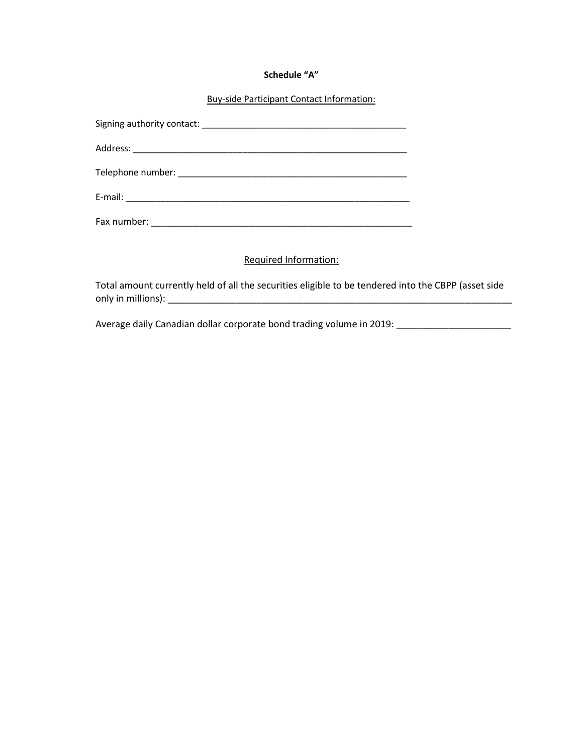**Schedule "A"**

Buy-side Participant Contact Information:

Signing authority contact: ___________________________________________

Address: _________________________________________________________

Telephone number: __________________________________________________

E-mail: ____________________________________________________________

Fax number: ________________________________________________________

Required Information:

Total amount currently held of all the securities eligible to be tendered into the CBPP (asset side only in millions): _________________________________________________________________________

Average daily Canadian dollar corporate bond trading volume in 2019: ________________________